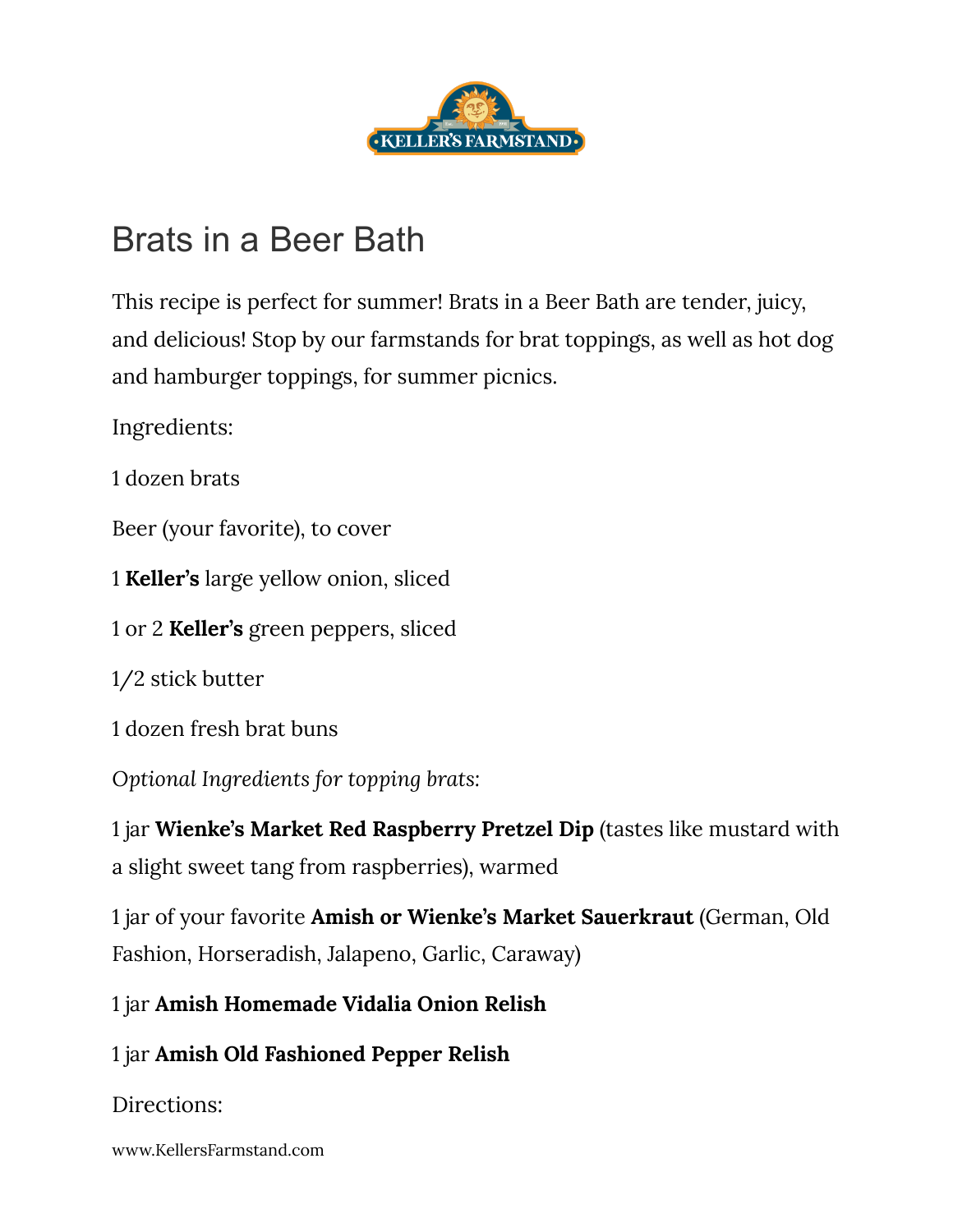# Brats in a Beer Bath

This recipe is perfect for summer! Brats in a Beer Bath are tender, juicy, and delicious! Stop by our farmstands for brat toppings, as well as hot dog and hamburger toppings, for summer picnics.

Ingredients:

1 dozen brats

Beer (your favorite), to cover

1 **Keller's** large yellow onion, sliced

1 or 2 **Keller's** green peppers, sliced

1/2 stick butter

1 dozen fresh brat buns

*Optional Ingredients for topping brats:*

1 jar **Wienke's Market Red Raspberry Pretzel Dip** (tastes like mustard with a slight sweet tang from raspberries), warmed

1 jar of your favorite **Amish or Wienke's Market Sauerkraut** (German, Old Fashion, Horseradish, Jalapeno, Garlic, Caraway)

1 jar **Amish Homemade Vidalia Onion Relish**

1 jar **Amish Old Fashioned Pepper Relish**

Directions: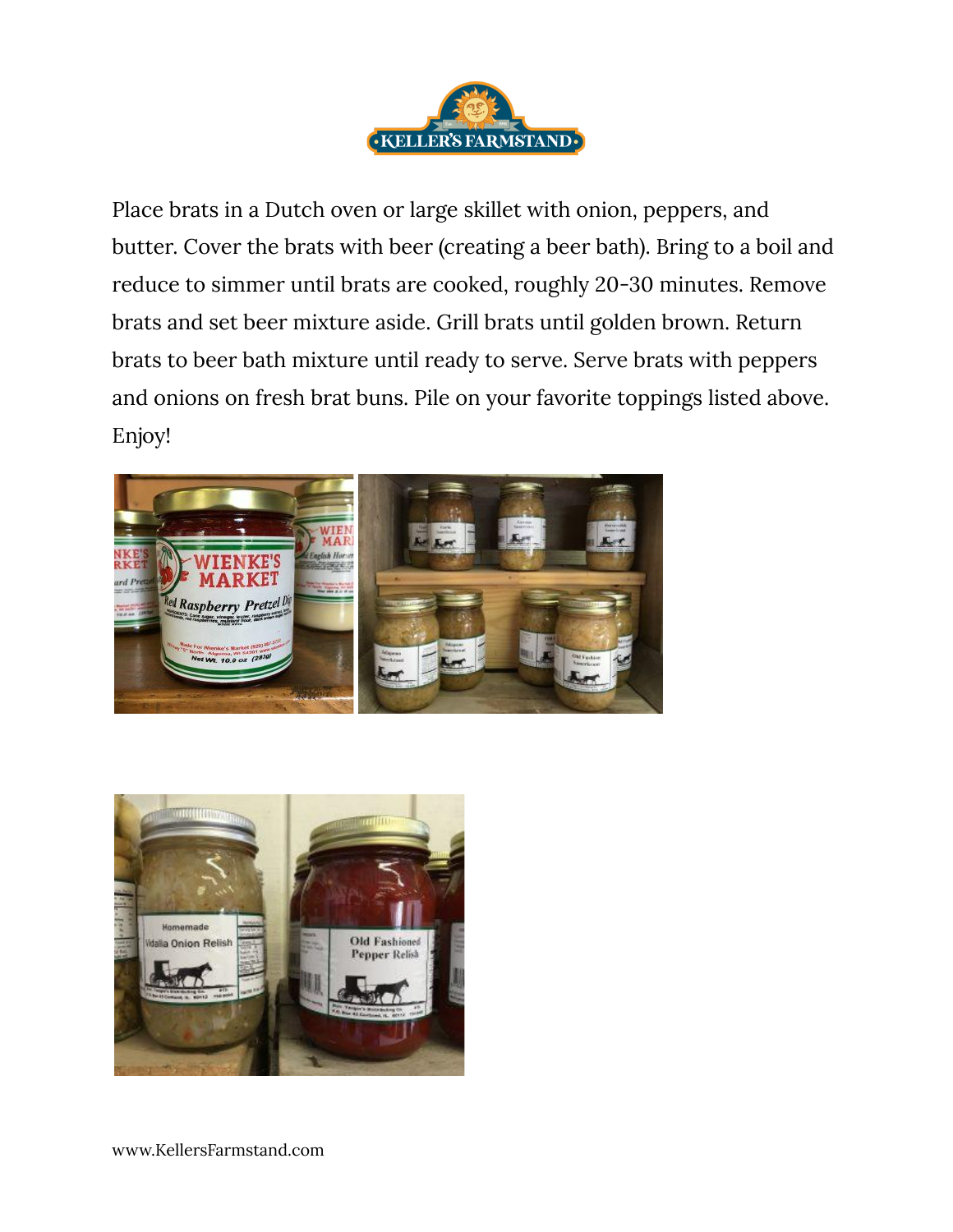Place brats in a Dutch oven or large skillet with onion, peppers, and butter. Cover the brats with beer (creating a beer bath). Bring to a boil and reduce to simmer until brats are cooked, roughly 20-30 minutes. Remove brats and set beer mixture aside. Grill brats until golden brown. Return brats to beer bath mixture until ready to serve. Serve brats with peppers and onions on fresh brat buns. Pile on your favorite toppings listed above. Enjoy!